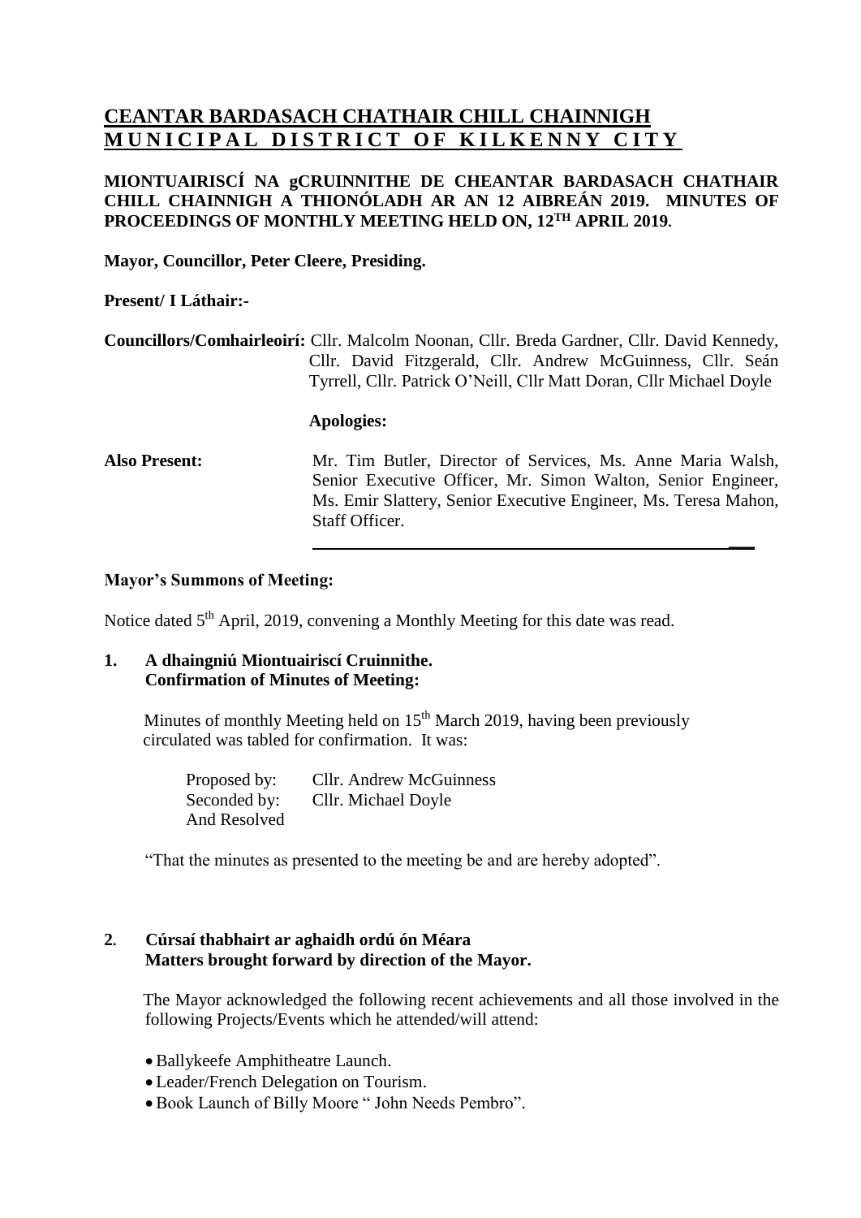# CEANTAR BARDASACH CHATHAIR CHILL CHAINNIGH
# MUNICIPAL DISTRICT OF KILKENNY CITY

**MIONTUAIRISCÍ NA gCRUINNITHE DE CHEANTAR BARDASACH CHATHAIR CHILL CHAINNIGH A THIONÓLADH AR AN 12 AIBREÁN 2019. MINUTES OF PROCEEDINGS OF MONTHLY MEETING HELD ON, 12TH APRIL 2019.**

**Mayor, Councillor, Peter Cleere, Presiding.**

**Present/ I Láthair:-**

**Councillors/Comhairleoirí:** Cllr. Malcolm Noonan, Cllr. Breda Gardner, Cllr. David Kennedy, Cllr. David Fitzgerald, Cllr. Andrew McGuinness, Cllr. Seán Tyrrell, Cllr. Patrick O'Neill, Cllr Matt Doran, Cllr Michael Doyle

**Apologies:**

**Also Present:** Mr. Tim Butler, Director of Services, Ms. Anne Maria Walsh, Senior Executive Officer, Mr. Simon Walton, Senior Engineer, Ms. Emir Slattery, Senior Executive Engineer, Ms. Teresa Mahon, Staff Officer.

---

**Mayor's Summons of Meeting:**

Notice dated 5th April, 2019, convening a Monthly Meeting for this date was read.

**1. A dhaingniú Miontuairiscí Cruinnithe.**
**Confirmation of Minutes of Meeting:**

Minutes of monthly Meeting held on 15th March 2019, having been previously circulated was tabled for confirmation. It was:

Proposed by: Cllr. Andrew McGuinness
Seconded by: Cllr. Michael Doyle
And Resolved

"That the minutes as presented to the meeting be and are hereby adopted".

**2. Cúrsaí thabhairt ar aghaidh ordú ón Méara**
**Matters brought forward by direction of the Mayor.**

The Mayor acknowledged the following recent achievements and all those involved in the following Projects/Events which he attended/will attend:

- Ballykeefe Amphitheatre Launch.
- Leader/French Delegation on Tourism.
- Book Launch of Billy Moore " John Needs Pembro".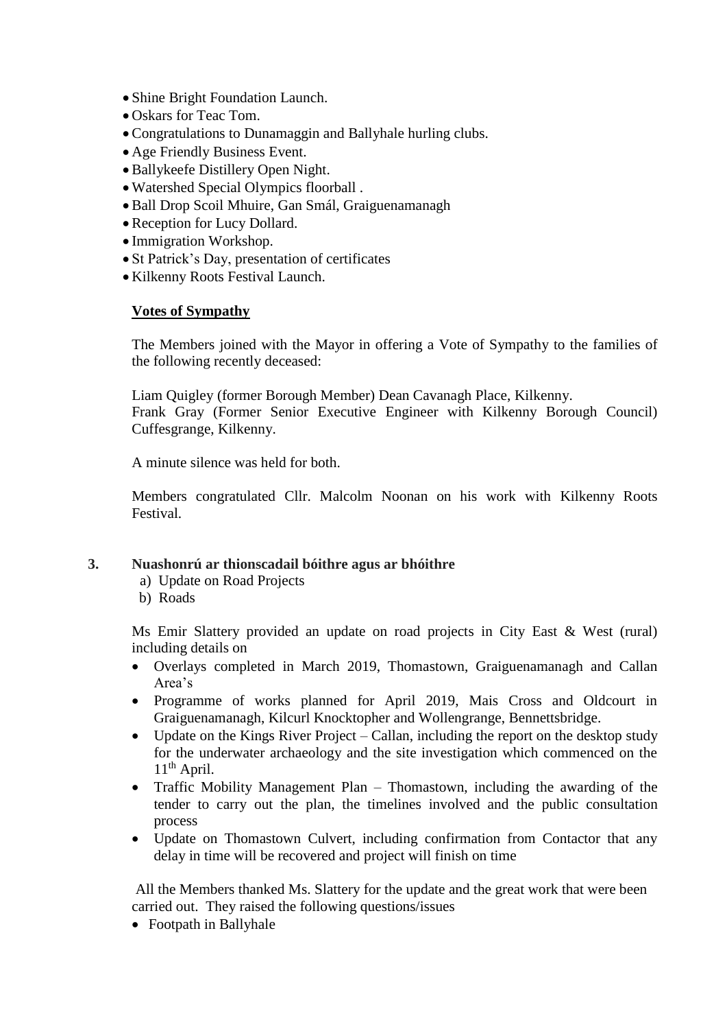- Shine Bright Foundation Launch.
- Oskars for Teac Tom.
- Congratulations to Dunamaggin and Ballyhale hurling clubs.
- Age Friendly Business Event.
- Ballykeefe Distillery Open Night.
- Watershed Special Olympics floorball .
- Ball Drop Scoil Mhuire, Gan Smál, Graiguenamanagh
- Reception for Lucy Dollard.
- Immigration Workshop.
- St Patrick's Day, presentation of certificates
- Kilkenny Roots Festival Launch.

**Votes of Sympathy**

The Members joined with the Mayor in offering a Vote of Sympathy to the families of the following recently deceased:

Liam Quigley (former Borough Member) Dean Cavanagh Place, Kilkenny.
Frank Gray (Former Senior Executive Engineer with Kilkenny Borough Council) Cuffesgrange, Kilkenny.

A minute silence was held for both.

Members congratulated Cllr. Malcolm Noonan on his work with Kilkenny Roots Festival.

**3. Nuashonrú ar thionscadail bóithre agus ar bhóithre**

a) Update on Road Projects
b) Roads

Ms Emir Slattery provided an update on road projects in City East & West (rural) including details on

- Overlays completed in March 2019, Thomastown, Graiguenamanagh and Callan Area's
- Programme of works planned for April 2019, Mais Cross and Oldcourt in Graiguenamanagh, Kilcurl Knocktopher and Wollengrange, Bennettsbridge.
- Update on the Kings River Project – Callan, including the report on the desktop study for the underwater archaeology and the site investigation which commenced on the 11th April.
- Traffic Mobility Management Plan – Thomastown, including the awarding of the tender to carry out the plan, the timelines involved and the public consultation process
- Update on Thomastown Culvert, including confirmation from Contactor that any delay in time will be recovered and project will finish on time

All the Members thanked Ms. Slattery for the update and the great work that were been carried out. They raised the following questions/issues

- Footpath in Ballyhale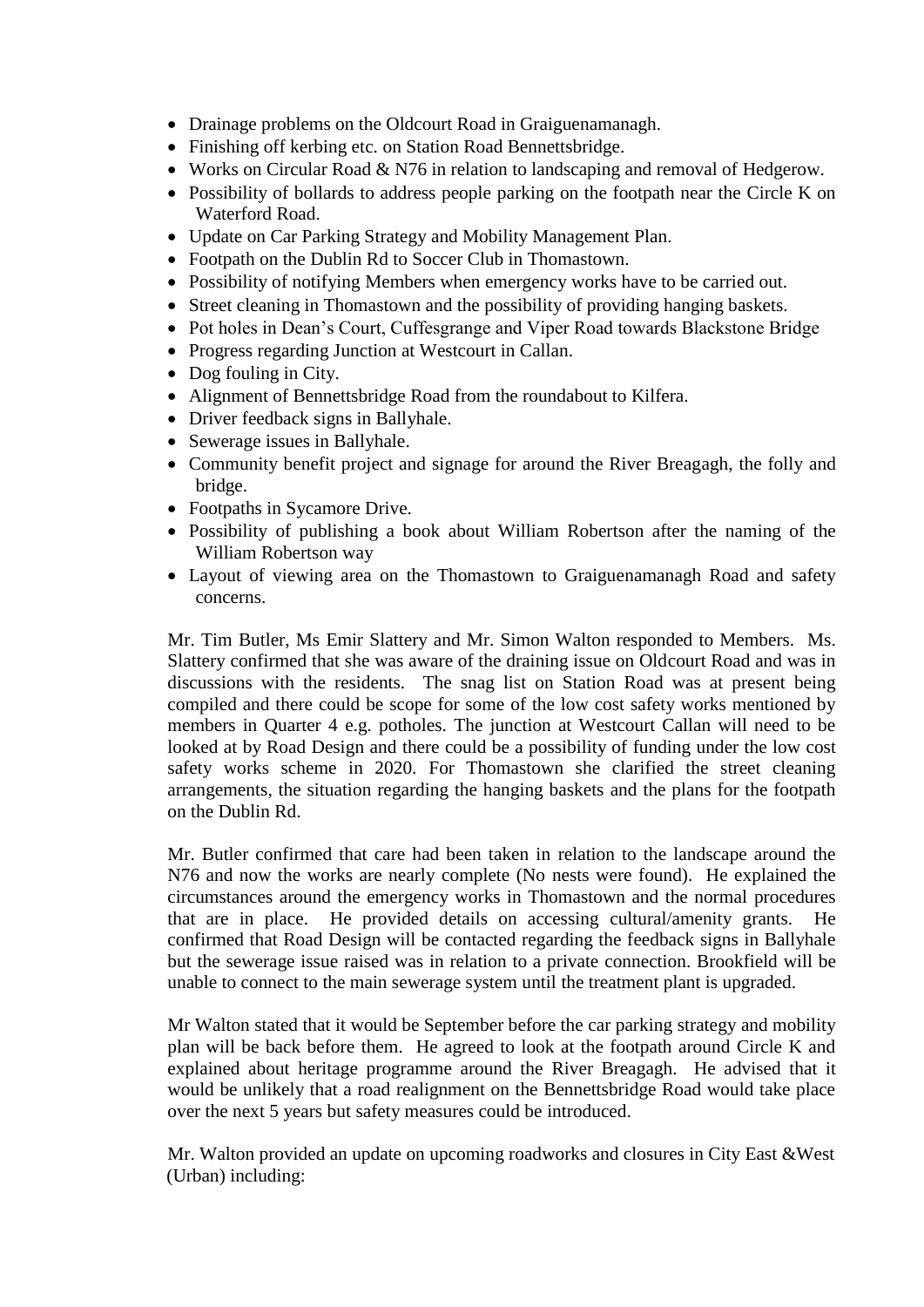- Drainage problems on the Oldcourt Road in Graiguenamanagh.
- Finishing off kerbing etc. on Station Road Bennettsbridge.
- Works on Circular Road & N76 in relation to landscaping and removal of Hedgerow.
- Possibility of bollards to address people parking on the footpath near the Circle K on Waterford Road.
- Update on Car Parking Strategy and Mobility Management Plan.
- Footpath on the Dublin Rd to Soccer Club in Thomastown.
- Possibility of notifying Members when emergency works have to be carried out.
- Street cleaning in Thomastown and the possibility of providing hanging baskets.
- Pot holes in Dean's Court, Cuffesgrange and Viper Road towards Blackstone Bridge
- Progress regarding Junction at Westcourt in Callan.
- Dog fouling in City.
- Alignment of Bennettsbridge Road from the roundabout to Kilfera.
- Driver feedback signs in Ballyhale.
- Sewerage issues in Ballyhale.
- Community benefit project and signage for around the River Breagagh, the folly and bridge.
- Footpaths in Sycamore Drive.
- Possibility of publishing a book about William Robertson after the naming of the William Robertson way
- Layout of viewing area on the Thomastown to Graiguenamanagh Road and safety concerns.

Mr. Tim Butler, Ms Emir Slattery and Mr. Simon Walton responded to Members. Ms. Slattery confirmed that she was aware of the draining issue on Oldcourt Road and was in discussions with the residents. The snag list on Station Road was at present being compiled and there could be scope for some of the low cost safety works mentioned by members in Quarter 4 e.g. potholes. The junction at Westcourt Callan will need to be looked at by Road Design and there could be a possibility of funding under the low cost safety works scheme in 2020. For Thomastown she clarified the street cleaning arrangements, the situation regarding the hanging baskets and the plans for the footpath on the Dublin Rd.

Mr. Butler confirmed that care had been taken in relation to the landscape around the N76 and now the works are nearly complete (No nests were found). He explained the circumstances around the emergency works in Thomastown and the normal procedures that are in place. He provided details on accessing cultural/amenity grants. He confirmed that Road Design will be contacted regarding the feedback signs in Ballyhale but the sewerage issue raised was in relation to a private connection. Brookfield will be unable to connect to the main sewerage system until the treatment plant is upgraded.

Mr Walton stated that it would be September before the car parking strategy and mobility plan will be back before them. He agreed to look at the footpath around Circle K and explained about heritage programme around the River Breagagh. He advised that it would be unlikely that a road realignment on the Bennettsbridge Road would take place over the next 5 years but safety measures could be introduced.

Mr. Walton provided an update on upcoming roadworks and closures in City East &West (Urban) including: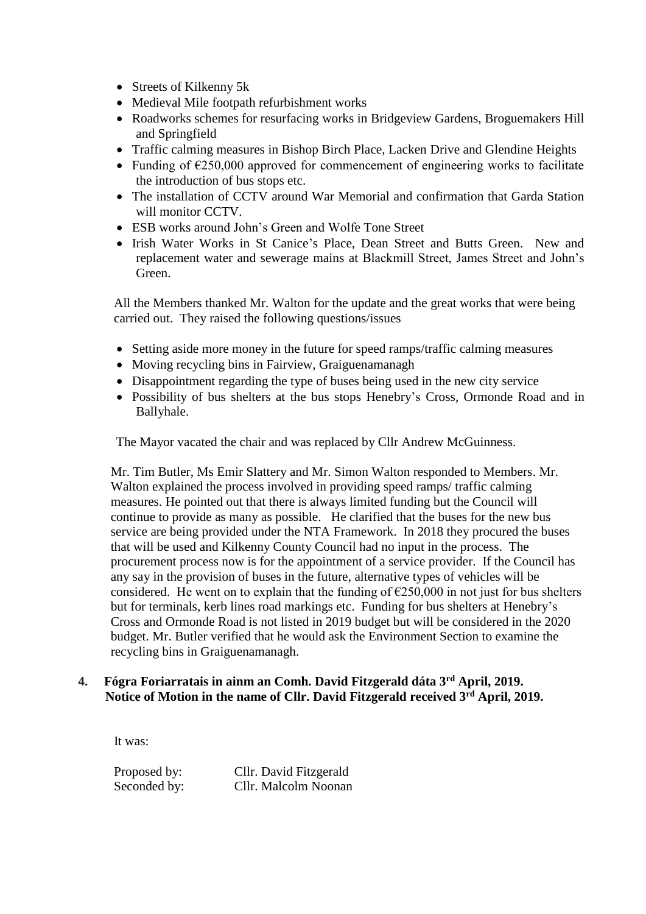- Streets of Kilkenny 5k
- Medieval Mile footpath refurbishment works
- Roadworks schemes for resurfacing works in Bridgeview Gardens, Broguemakers Hill and Springfield
- Traffic calming measures in Bishop Birch Place, Lacken Drive and Glendine Heights
- Funding of €250,000 approved for commencement of engineering works to facilitate the introduction of bus stops etc.
- The installation of CCTV around War Memorial and confirmation that Garda Station will monitor CCTV.
- ESB works around John's Green and Wolfe Tone Street
- Irish Water Works in St Canice's Place, Dean Street and Butts Green. New and replacement water and sewerage mains at Blackmill Street, James Street and John's Green.

All the Members thanked Mr. Walton for the update and the great works that were being carried out. They raised the following questions/issues

- Setting aside more money in the future for speed ramps/traffic calming measures
- Moving recycling bins in Fairview, Graiguenamanagh
- Disappointment regarding the type of buses being used in the new city service
- Possibility of bus shelters at the bus stops Henebry's Cross, Ormonde Road and in Ballyhale.

The Mayor vacated the chair and was replaced by Cllr Andrew McGuinness.

Mr. Tim Butler, Ms Emir Slattery and Mr. Simon Walton responded to Members. Mr. Walton explained the process involved in providing speed ramps/ traffic calming measures. He pointed out that there is always limited funding but the Council will continue to provide as many as possible. He clarified that the buses for the new bus service are being provided under the NTA Framework. In 2018 they procured the buses that will be used and Kilkenny County Council had no input in the process. The procurement process now is for the appointment of a service provider. If the Council has any say in the provision of buses in the future, alternative types of vehicles will be considered. He went on to explain that the funding of €250,000 in not just for bus shelters but for terminals, kerb lines road markings etc. Funding for bus shelters at Henebry's Cross and Ormonde Road is not listed in 2019 budget but will be considered in the 2020 budget. Mr. Butler verified that he would ask the Environment Section to examine the recycling bins in Graiguenamanagh.

**4. Fógra Foriarratais in ainm an Comh. David Fitzgerald dáta 3rd April, 2019.**
**Notice of Motion in the name of Cllr. David Fitzgerald received 3rd April, 2019.**

It was:

Proposed by: Cllr. David Fitzgerald
Seconded by: Cllr. Malcolm Noonan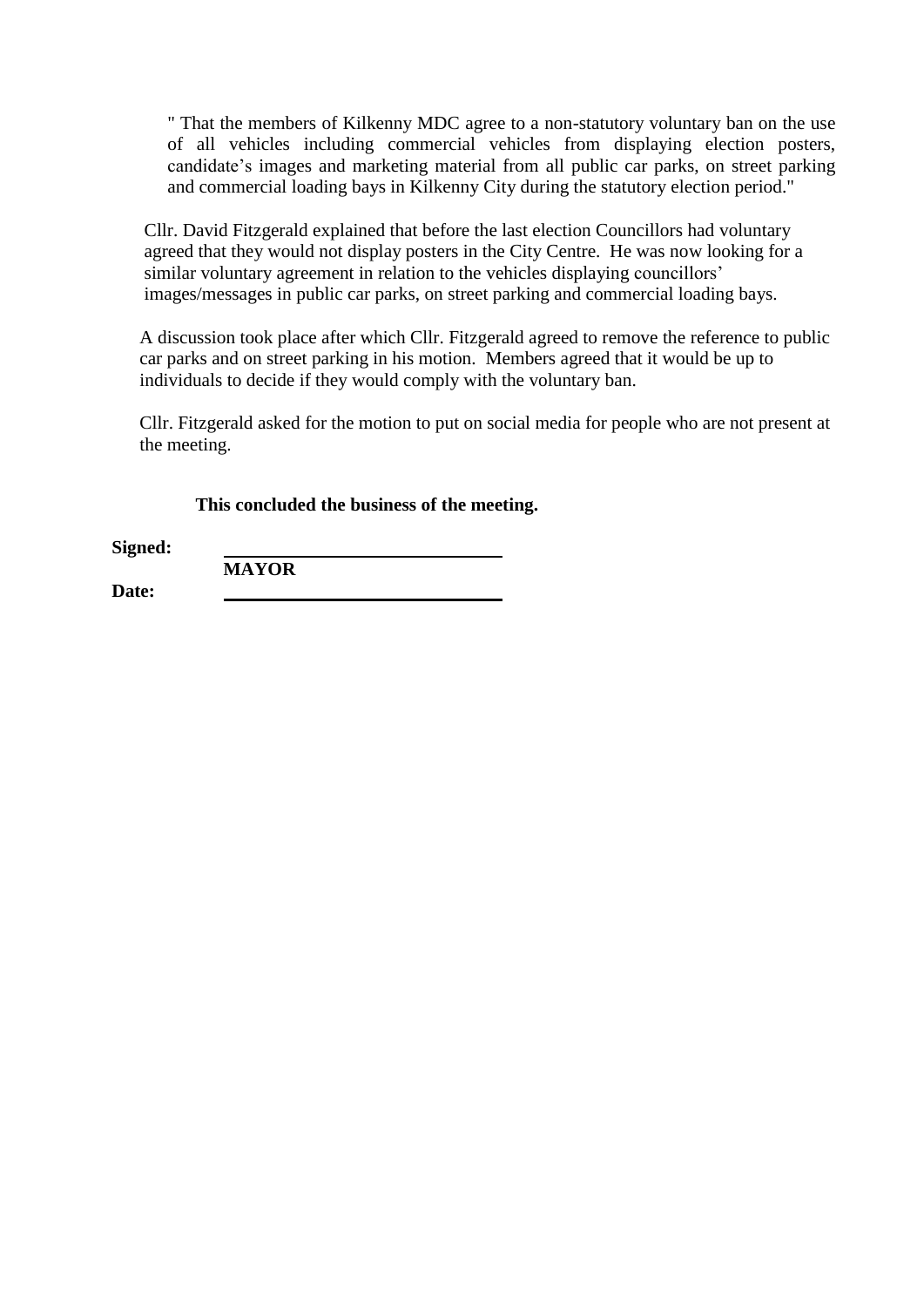> " That the members of Kilkenny MDC agree to a non-statutory voluntary ban on the use of all vehicles including commercial vehicles from displaying election posters, candidate's images and marketing material from all public car parks, on street parking and commercial loading bays in Kilkenny City during the statutory election period."

Cllr. David Fitzgerald explained that before the last election Councillors had voluntary agreed that they would not display posters in the City Centre. He was now looking for a similar voluntary agreement in relation to the vehicles displaying councillors' images/messages in public car parks, on street parking and commercial loading bays.

A discussion took place after which Cllr. Fitzgerald agreed to remove the reference to public car parks and on street parking in his motion. Members agreed that it would be up to individuals to decide if they would comply with the voluntary ban.

Cllr. Fitzgerald asked for the motion to put on social media for people who are not present at the meeting.

**This concluded the business of the meeting.**

**Signed:** ____________________________

**MAYOR**

**Date:** ____________________________